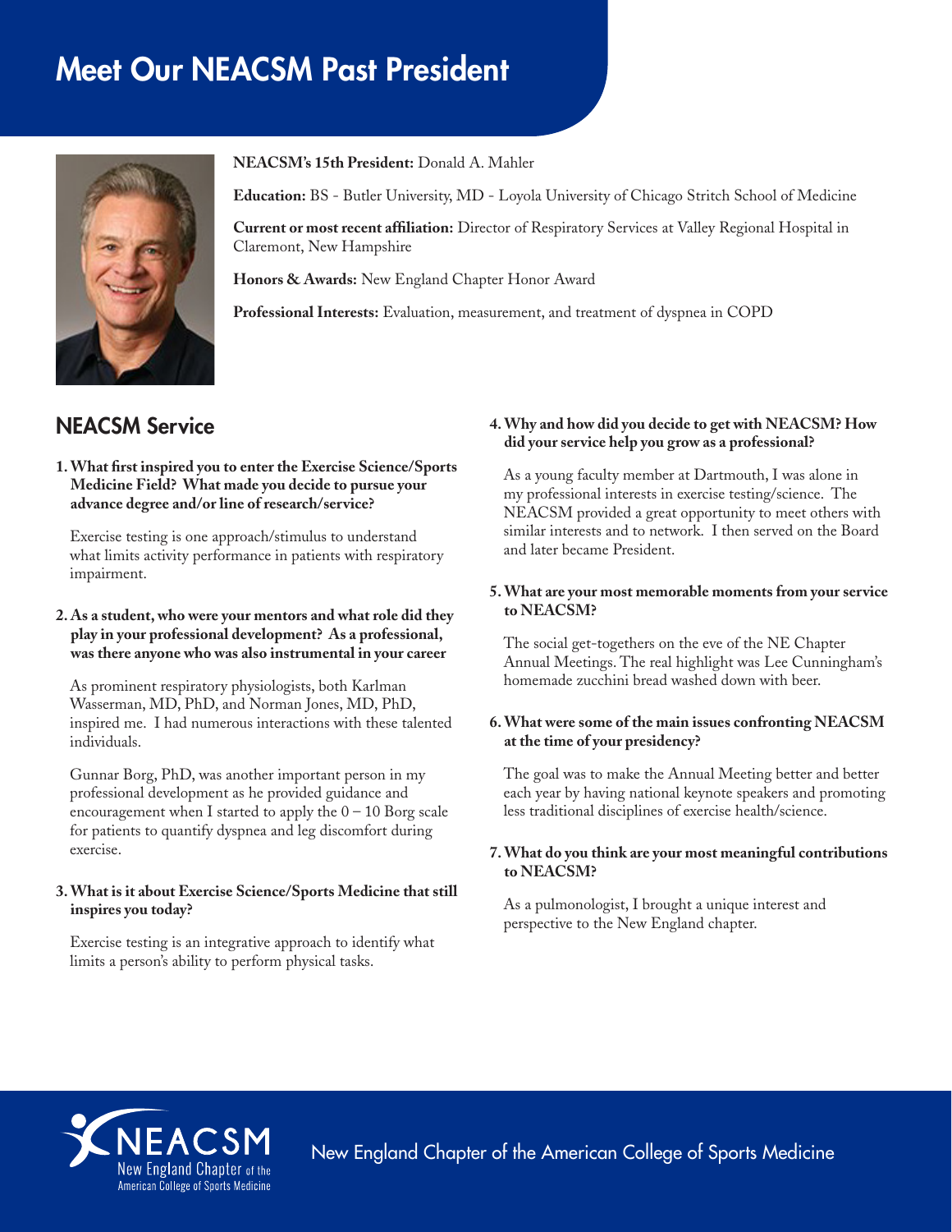# Meet Our NEACSM Past President

**NEACSM's 15th President:** Donald A. Mahler

**Education:** BS - Butler University, MD - Loyola University of Chicago Stritch School of Medicine

**Current or most recent affiliation:** Director of Respiratory Services at Valley Regional Hospital in Claremont, New Hampshire

**Honors & Awards:** New England Chapter Honor Award

**Professional Interests:** Evaluation, measurement, and treatment of dyspnea in COPD

## NEACSM Service

**1. What first inspired you to enter the Exercise Science/Sports Medicine Field? What made you decide to pursue your advance degree and/or line of research/service?**

Exercise testing is one approach/stimulus to understand what limits activity performance in patients with respiratory impairment.

**2. As a student, who were your mentors and what role did they play in your professional development? As a professional, was there anyone who was also instrumental in your career**

As prominent respiratory physiologists, both Karlman Wasserman, MD, PhD, and Norman Jones, MD, PhD, inspired me. I had numerous interactions with these talented individuals.

Gunnar Borg, PhD, was another important person in my professional development as he provided guidance and encouragement when I started to apply the 0 – 10 Borg scale for patients to quantify dyspnea and leg discomfort during exercise.

**3. What is it about Exercise Science/Sports Medicine that still inspires you today?**

Exercise testing is an integrative approach to identify what limits a person's ability to perform physical tasks.

**4. Why and how did you decide to get with NEACSM? How did your service help you grow as a professional?**

As a young faculty member at Dartmouth, I was alone in my professional interests in exercise testing/science. The NEACSM provided a great opportunity to meet others with similar interests and to network. I then served on the Board and later became President.

**5. What are your most memorable moments from your service to NEACSM?**

The social get-togethers on the eve of the NE Chapter Annual Meetings. The real highlight was Lee Cunningham's homemade zucchini bread washed down with beer.

**6. What were some of the main issues confronting NEACSM at the time of your presidency?**

The goal was to make the Annual Meeting better and better each year by having national keynote speakers and promoting less traditional disciplines of exercise health/science.

**7. What do you think are your most meaningful contributions to NEACSM?**

As a pulmonologist, I brought a unique interest and perspective to the New England chapter.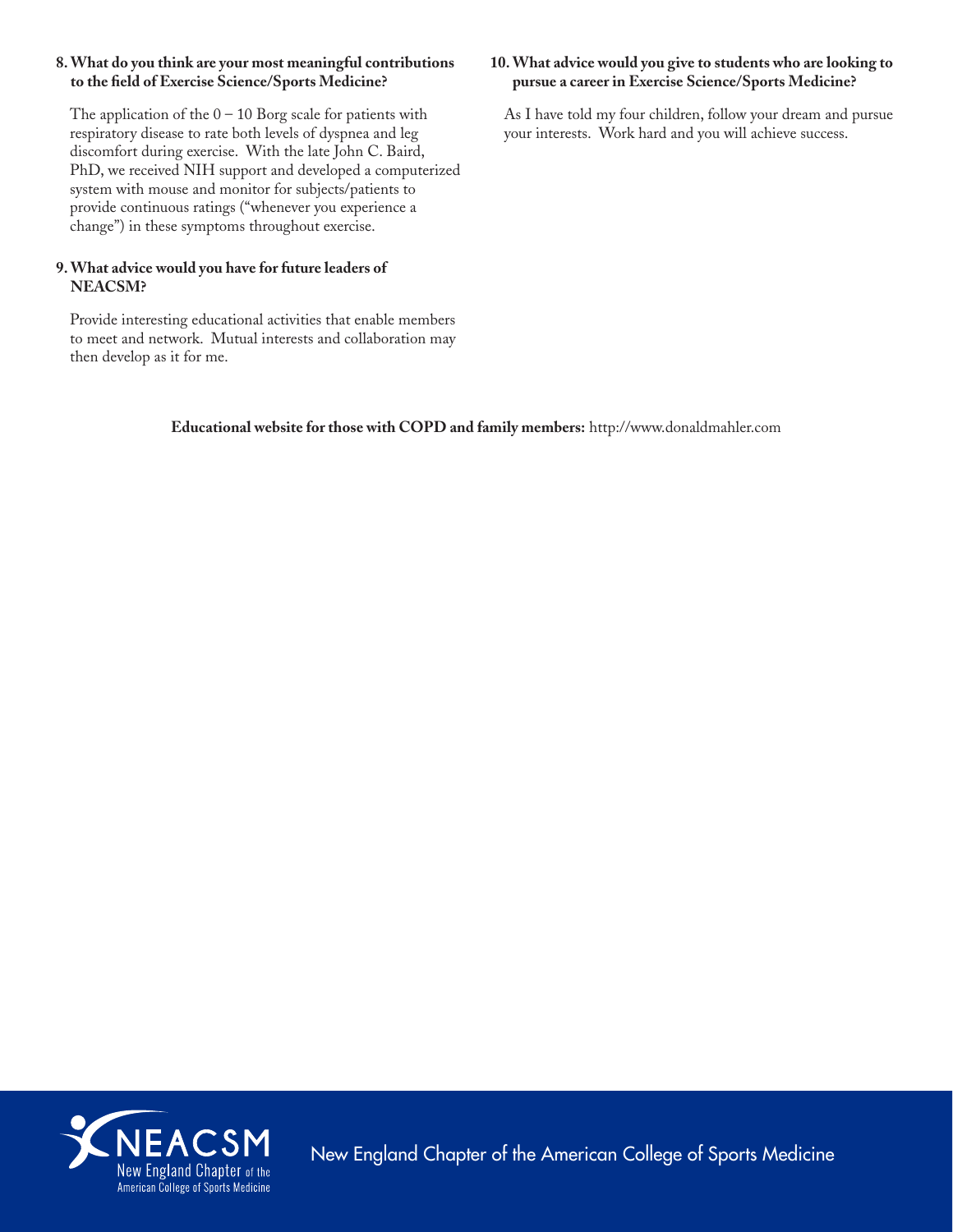**8. What do you think are your most meaningful contributions to the field of Exercise Science/Sports Medicine?**

The application of the 0 – 10 Borg scale for patients with respiratory disease to rate both levels of dyspnea and leg discomfort during exercise. With the late John C. Baird, PhD, we received NIH support and developed a computerized system with mouse and monitor for subjects/patients to provide continuous ratings ("whenever you experience a change") in these symptoms throughout exercise.

**9. What advice would you have for future leaders of NEACSM?**

Provide interesting educational activities that enable members to meet and network. Mutual interests and collaboration may then develop as it for me.

**10. What advice would you give to students who are looking to pursue a career in Exercise Science/Sports Medicine?**

As I have told my four children, follow your dream and pursue your interests. Work hard and you will achieve success.

**Educational website for those with COPD and family members:** http://www.donaldmahler.com